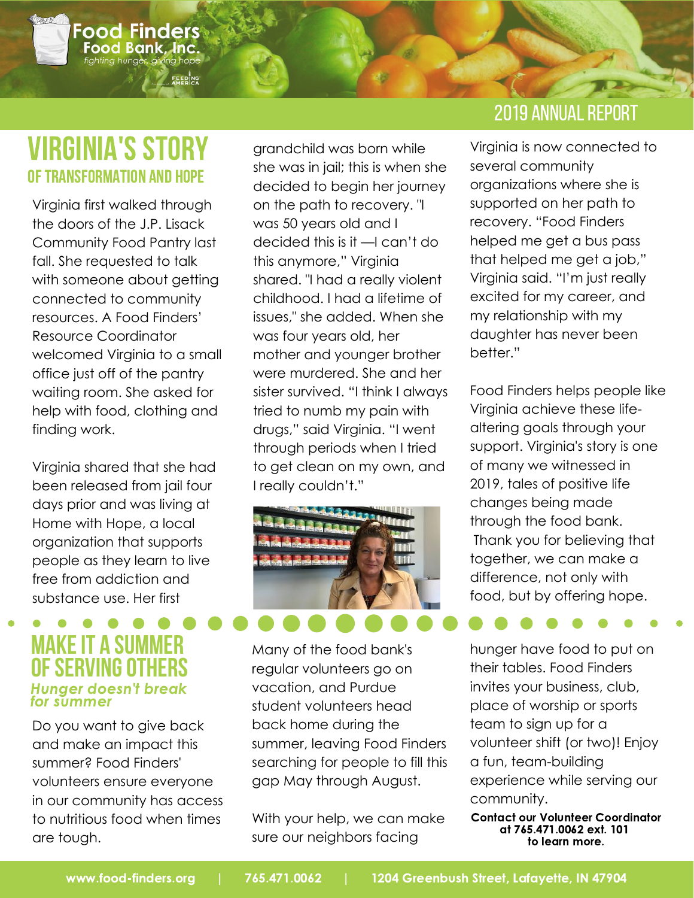Food Finders Food Bank, Inc.
*fighting hunger, giving hope*

2019 ANNUAL REPORT

# VIRGINIA'S STORY
## OF TRANSFORMATION AND HOPE

Virginia first walked through the doors of the J.P. Lisack Community Food Pantry last fall. She requested to talk with someone about getting connected to community resources. A Food Finders' Resource Coordinator welcomed Virginia to a small office just off of the pantry waiting room. She asked for help with food, clothing and finding work.

Virginia shared that she had been released from jail four days prior and was living at Home with Hope, a local organization that supports people as they learn to live free from addiction and substance use. Her first grandchild was born while she was in jail; this is when she decided to begin her journey on the path to recovery. "I was 50 years old and I decided this is it —I can't do this anymore," Virginia shared. "I had a really violent childhood. I had a lifetime of issues," she added. When she was four years old, her mother and younger brother were murdered. She and her sister survived. "I think I always tried to numb my pain with drugs," said Virginia. "I went through periods when I tried to get clean on my own, and I really couldn't."

Virginia is now connected to several community organizations where she is supported on her path to recovery. "Food Finders helped me get a bus pass that helped me get a job," Virginia said. "I'm just really excited for my career, and my relationship with my daughter has never been better."

Food Finders helps people like Virginia achieve these life-altering goals through your support. Virginia's story is one of many we witnessed in 2019, tales of positive life changes being made through the food bank. Thank you for believing that together, we can make a difference, not only with food, but by offering hope.

# MAKE IT A SUMMER OF SERVING OTHERS
***Hunger doesn't break for summer***

Do you want to give back and make an impact this summer? Food Finders' volunteers ensure everyone in our community has access to nutritious food when times are tough.

Many of the food bank's regular volunteers go on vacation, and Purdue student volunteers head back home during the summer, leaving Food Finders searching for people to fill this gap May through August.

With your help, we can make sure our neighbors facing hunger have food to put on their tables. Food Finders invites your business, club, place of worship or sports team to sign up for a volunteer shift (or two)! Enjoy a fun, team-building experience while serving our community.

**Contact our Volunteer Coordinator at 765.471.0062 ext. 101 to learn more.**

www.food-finders.org | 765.471.0062 | 1204 Greenbush Street, Lafayette, IN 47904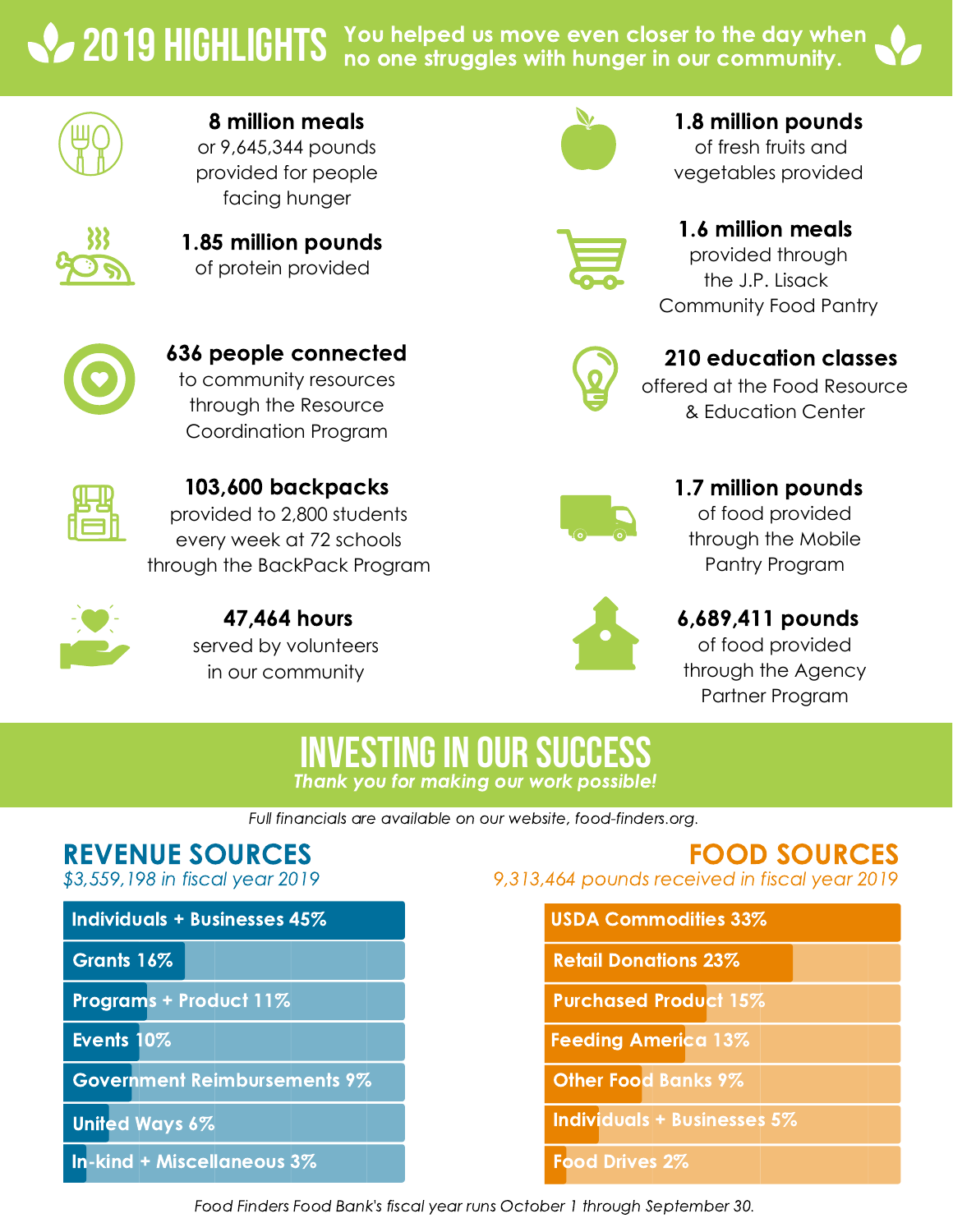# 2019 HIGHLIGHTS

You helped us move even closer to the day when no one struggles with hunger in our community.

**8 million meals**
or 9,645,344 pounds provided for people facing hunger

**1.85 million pounds**
of protein provided

**636 people connected**
to community resources through the Resource Coordination Program

**103,600 backpacks**
provided to 2,800 students every week at 72 schools through the BackPack Program

**47,464 hours**
served by volunteers in our community

**1.8 million pounds**
of fresh fruits and vegetables provided

**1.6 million meals**
provided through the J.P. Lisack Community Food Pantry

**210 education classes**
offered at the Food Resource & Education Center

**1.7 million pounds**
of food provided through the Mobile Pantry Program

**6,689,411 pounds**
of food provided through the Agency Partner Program

# INVESTING IN OUR SUCCESS

*Thank you for making our work possible!*

*Full financials are available on our website, food-finders.org.*

## REVENUE SOURCES

*$3,559,198 in fiscal year 2019*

Individuals + Businesses 45%
Grants 16%
Programs + Product 11%
Events 10%
Government Reimbursements 9%
United Ways 6%
In-kind + Miscellaneous 3%

## FOOD SOURCES

*9,313,464 pounds received in fiscal year 2019*

USDA Commodities 33%
Retail Donations 23%
Purchased Product 15%
Feeding America 13%
Other Food Banks 9%
Individuals + Businesses 5%
Food Drives 2%

*Food Finders Food Bank's fiscal year runs October 1 through September 30.*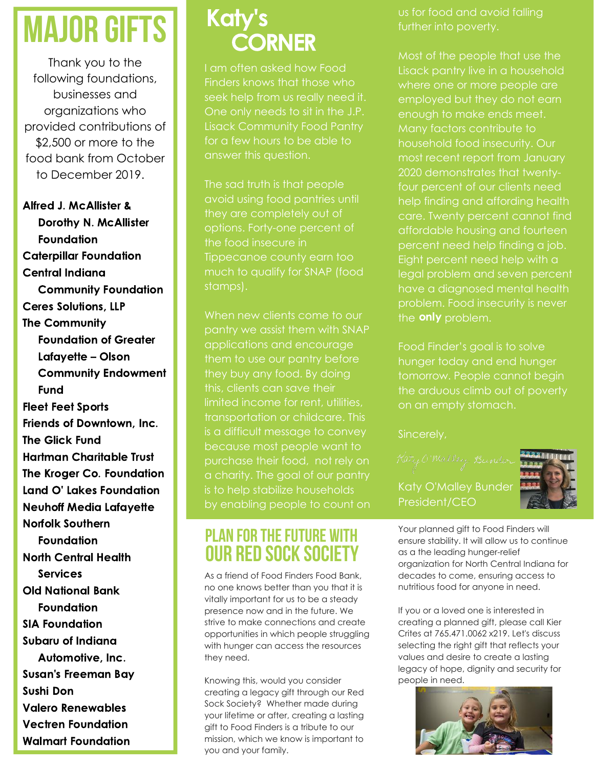# MAJOR GIFTS

Thank you to the following foundations, businesses and organizations who provided contributions of $2,500 or more to the food bank from October to December 2019.

**Alfred J. McAllister & Dorothy N. McAllister Foundation**
**Caterpillar Foundation**
**Central Indiana Community Foundation**
**Ceres Solutions, LLP**
**The Community Foundation of Greater Lafayette – Olson Community Endowment Fund**
**Fleet Feet Sports**
**Friends of Downtown, Inc.**
**The Glick Fund**
**Hartman Charitable Trust**
**The Kroger Co. Foundation**
**Land O' Lakes Foundation**
**Neuhoff Media Lafayette**
**Norfolk Southern Foundation**
**North Central Health Services**
**Old National Bank Foundation**
**SIA Foundation**
**Subaru of Indiana Automotive, Inc.**
**Susan's Freeman Bay**
**Sushi Don**
**Valero Renewables**
**Vectren Foundation**
**Walmart Foundation**

# Katy's CORNER

I am often asked how Food Finders knows that those who seek help from us really need it. One only needs to sit in the J.P. Lisack Community Food Pantry for a few hours to be able to answer this question.

The sad truth is that people avoid using food pantries until they are completely out of options. Forty-one percent of the food insecure in Tippecanoe county earn too much to qualify for SNAP (food stamps).

When new clients come to our pantry we assist them with SNAP applications and encourage them to use our pantry before they buy any food. By doing this, clients can save their limited income for rent, utilities, transportation or childcare. This is a difficult message to convey because most people want to purchase their food, not rely on a charity. The goal of our pantry is to help stabilize households by enabling people to count on us for food and avoid falling further into poverty.

Most of the people that use the Lisack pantry live in a household where one or more people are employed but they do not earn enough to make ends meet. Many factors contribute to household food insecurity. Our most recent report from January 2020 demonstrates that twenty-four percent of our clients need help finding and affording health care. Twenty percent cannot find affordable housing and fourteen percent need help finding a job. Eight percent need help with a legal problem and seven percent have a diagnosed mental health problem. Food insecurity is never the **only** problem.

Food Finder's goal is to solve hunger today and end hunger tomorrow. People cannot begin the arduous climb out of poverty on an empty stomach.

Sincerely,

Katy O'Malley Bunder
President/CEO

## PLAN FOR THE FUTURE WITH OUR RED SOCK SOCIETY

As a friend of Food Finders Food Bank, no one knows better than you that it is vitally important for us to be a steady presence now and in the future. We strive to make connections and create opportunities in which people struggling with hunger can access the resources they need.

Knowing this, would you consider creating a legacy gift through our Red Sock Society? Whether made during your lifetime or after, creating a lasting gift to Food Finders is a tribute to our mission, which we know is important to you and your family.

Your planned gift to Food Finders will ensure stability. It will allow us to continue as a the leading hunger-relief organization for North Central Indiana for decades to come, ensuring access to nutritious food for anyone in need.

If you or a loved one is interested in creating a planned gift, please call Kier Crites at 765.471.0062 x219. Let's discuss selecting the right gift that reflects your values and desire to create a lasting legacy of hope, dignity and security for people in need.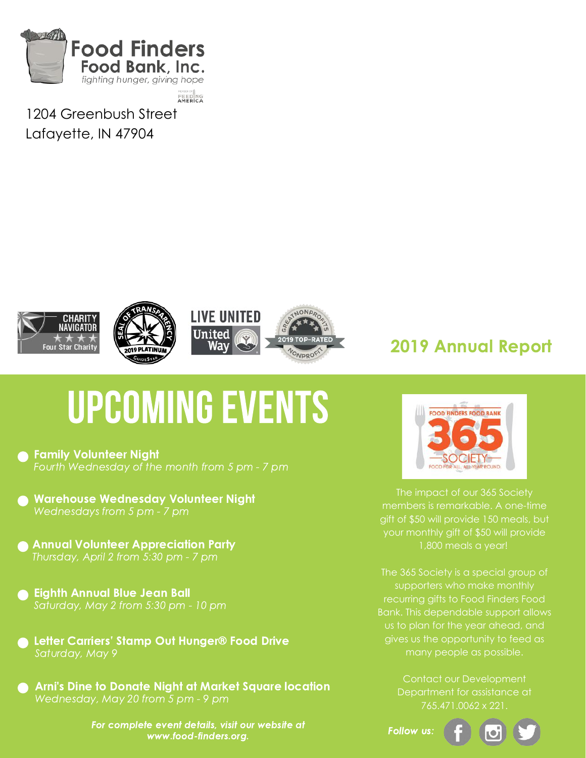Food Finders
Food Bank, Inc.
*fighting hunger, giving hope*

1204 Greenbush Street
Lafayette, IN 47904

CHARITY NAVIGATOR
Four Star Charity

SEAL OF TRANSPARENCY
2019 PLATINUM
GUIDESTAR

LIVE UNITED
United Way

GREATNONPROFITS
2019 TOP-RATED
NONPROFIT

## 2019 Annual Report

# UPCOMING EVENTS

- **Family Volunteer Night**
  *Fourth Wednesday of the month from 5 pm - 7 pm*
- **Warehouse Wednesday Volunteer Night**
  *Wednesdays from 5 pm - 7 pm*
- **Annual Volunteer Appreciation Party**
  *Thursday, April 2 from 5:30 pm - 7 pm*
- **Eighth Annual Blue Jean Ball**
  *Saturday, May 2 from 5:30 pm - 10 pm*
- **Letter Carriers' Stamp Out Hunger® Food Drive**
  *Saturday, May 9*
- **Arni's Dine to Donate Night at Market Square location**
  *Wednesday, May 20 from 5 pm - 9 pm*

***For complete event details, visit our website at www.food-finders.org.***

FOOD FINDERS FOOD BANK
365
SOCIETY
FOOD FOR ALL, ALL YEAR ROUND.

The impact of our 365 Society members is remarkable. A one-time gift of $50 will provide 150 meals, but your monthly gift of $50 will provide 1,800 meals a year!

The 365 Society is a special group of supporters who make monthly recurring gifts to Food Finders Food Bank. This dependable support allows us to plan for the year ahead, and gives us the opportunity to feed as many people as possible.

Contact our Development Department for assistance at 765.471.0062 x 221.

***Follow us:***